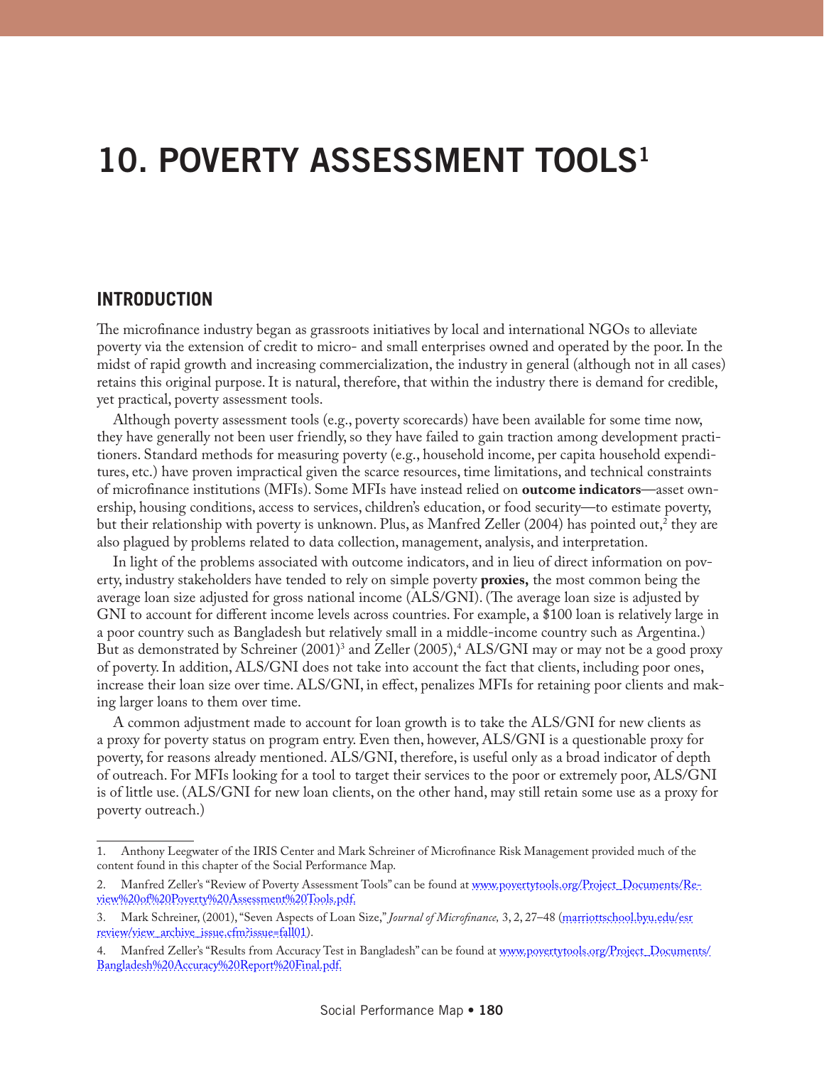# 10. POVERTY ASSESSMENT TOOLS[1]

## INTRODUCTION

The microfinance industry began as grassroots initiatives by local and international NGOs to alleviate poverty via the extension of credit to micro- and small enterprises owned and operated by the poor. In the midst of rapid growth and increasing commercialization, the industry in general (although not in all cases) retains this original purpose. It is natural, therefore, that within the industry there is demand for credible, yet practical, poverty assessment tools.

Although poverty assessment tools (e.g., poverty scorecards) have been available for some time now, they have generally not been user friendly, so they have failed to gain traction among development practitioners. Standard methods for measuring poverty (e.g., household income, per capita household expenditures, etc.) have proven impractical given the scarce resources, time limitations, and technical constraints of microfinance institutions (MFIs). Some MFIs have instead relied on **outcome indicators**—asset ownership, housing conditions, access to services, children's education, or food security—to estimate poverty, but their relationship with poverty is unknown. Plus, as Manfred Zeller (2004) has pointed out,[2] they are also plagued by problems related to data collection, management, analysis, and interpretation.

In light of the problems associated with outcome indicators, and in lieu of direct information on poverty, industry stakeholders have tended to rely on simple poverty **proxies,** the most common being the average loan size adjusted for gross national income (ALS/GNI). (The average loan size is adjusted by GNI to account for different income levels across countries. For example, a $100 loan is relatively large in a poor country such as Bangladesh but relatively small in a middle-income country such as Argentina.) But as demonstrated by Schreiner (2001)[3] and Zeller (2005),[4] ALS/GNI may or may not be a good proxy of poverty. In addition, ALS/GNI does not take into account the fact that clients, including poor ones, increase their loan size over time. ALS/GNI, in effect, penalizes MFIs for retaining poor clients and making larger loans to them over time.

A common adjustment made to account for loan growth is to take the ALS/GNI for new clients as a proxy for poverty status on program entry. Even then, however, ALS/GNI is a questionable proxy for poverty, for reasons already mentioned. ALS/GNI, therefore, is useful only as a broad indicator of depth of outreach. For MFIs looking for a tool to target their services to the poor or extremely poor, ALS/GNI is of little use. (ALS/GNI for new loan clients, on the other hand, may still retain some use as a proxy for poverty outreach.)

---

1. Anthony Leegwater of the IRIS Center and Mark Schreiner of Microfinance Risk Management provided much of the content found in this chapter of the Social Performance Map.

2. Manfred Zeller's "Review of Poverty Assessment Tools" can be found at www.povertytools.org/Project_Documents/Review%20of%20Poverty%20Assessment%20Tools.pdf.

3. Mark Schreiner, (2001), "Seven Aspects of Loan Size," *Journal of Microfinance,* 3, 2, 27–48 (marriottschool.byu.edu/esr review/view_archive_issue.cfm?issue=fall01).

4. Manfred Zeller's "Results from Accuracy Test in Bangladesh" can be found at www.povertytools.org/Project_Documents/Bangladesh%20Accuracy%20Report%20Final.pdf.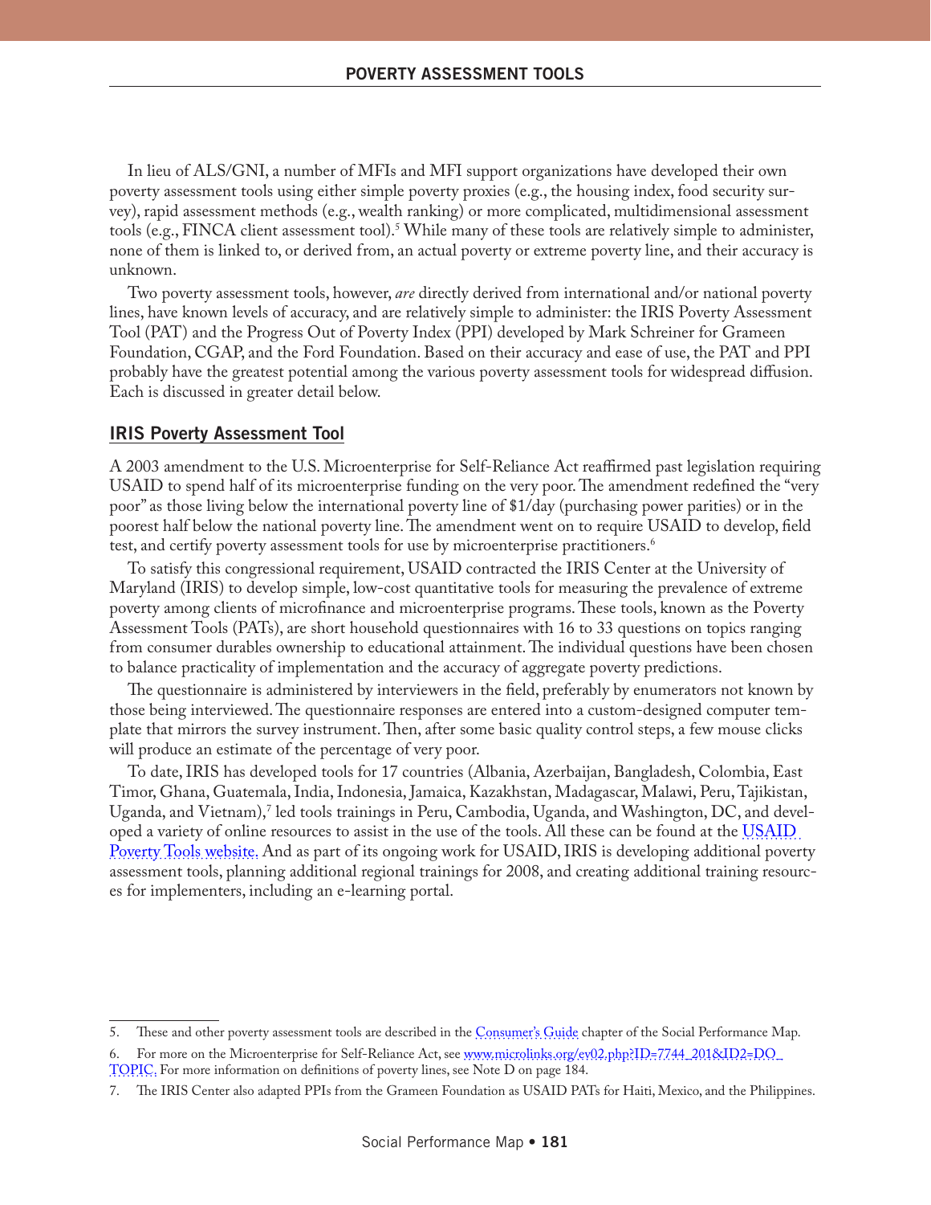In lieu of ALS/GNI, a number of MFIs and MFI support organizations have developed their own poverty assessment tools using either simple poverty proxies (e.g., the housing index, food security survey), rapid assessment methods (e.g., wealth ranking) or more complicated, multidimensional assessment tools (e.g., FINCA client assessment tool).[5] While many of these tools are relatively simple to administer, none of them is linked to, or derived from, an actual poverty or extreme poverty line, and their accuracy is unknown.

Two poverty assessment tools, however, *are* directly derived from international and/or national poverty lines, have known levels of accuracy, and are relatively simple to administer: the IRIS Poverty Assessment Tool (PAT) and the Progress Out of Poverty Index (PPI) developed by Mark Schreiner for Grameen Foundation, CGAP, and the Ford Foundation. Based on their accuracy and ease of use, the PAT and PPI probably have the greatest potential among the various poverty assessment tools for widespread diffusion. Each is discussed in greater detail below.

## IRIS Poverty Assessment Tool

A 2003 amendment to the U.S. Microenterprise for Self-Reliance Act reaffirmed past legislation requiring USAID to spend half of its microenterprise funding on the very poor. The amendment redefined the "very poor" as those living below the international poverty line of $1/day (purchasing power parities) or in the poorest half below the national poverty line. The amendment went on to require USAID to develop, field test, and certify poverty assessment tools for use by microenterprise practitioners.[6]

To satisfy this congressional requirement, USAID contracted the IRIS Center at the University of Maryland (IRIS) to develop simple, low-cost quantitative tools for measuring the prevalence of extreme poverty among clients of microfinance and microenterprise programs. These tools, known as the Poverty Assessment Tools (PATs), are short household questionnaires with 16 to 33 questions on topics ranging from consumer durables ownership to educational attainment. The individual questions have been chosen to balance practicality of implementation and the accuracy of aggregate poverty predictions.

The questionnaire is administered by interviewers in the field, preferably by enumerators not known by those being interviewed. The questionnaire responses are entered into a custom-designed computer template that mirrors the survey instrument. Then, after some basic quality control steps, a few mouse clicks will produce an estimate of the percentage of very poor.

To date, IRIS has developed tools for 17 countries (Albania, Azerbaijan, Bangladesh, Colombia, East Timor, Ghana, Guatemala, India, Indonesia, Jamaica, Kazakhstan, Madagascar, Malawi, Peru, Tajikistan, Uganda, and Vietnam),[7] led tools trainings in Peru, Cambodia, Uganda, and Washington, DC, and developed a variety of online resources to assist in the use of the tools. All these can be found at the USAID Poverty Tools website. And as part of its ongoing work for USAID, IRIS is developing additional poverty assessment tools, planning additional regional trainings for 2008, and creating additional training resources for implementers, including an e-learning portal.

---

5. These and other poverty assessment tools are described in the Consumer's Guide chapter of the Social Performance Map.

6. For more on the Microenterprise for Self-Reliance Act, see www.microlinks.org/ev02.php?ID=7744_201&ID2=DO_TOPIC. For more information on definitions of poverty lines, see Note D on page 184.

7. The IRIS Center also adapted PPIs from the Grameen Foundation as USAID PATs for Haiti, Mexico, and the Philippines.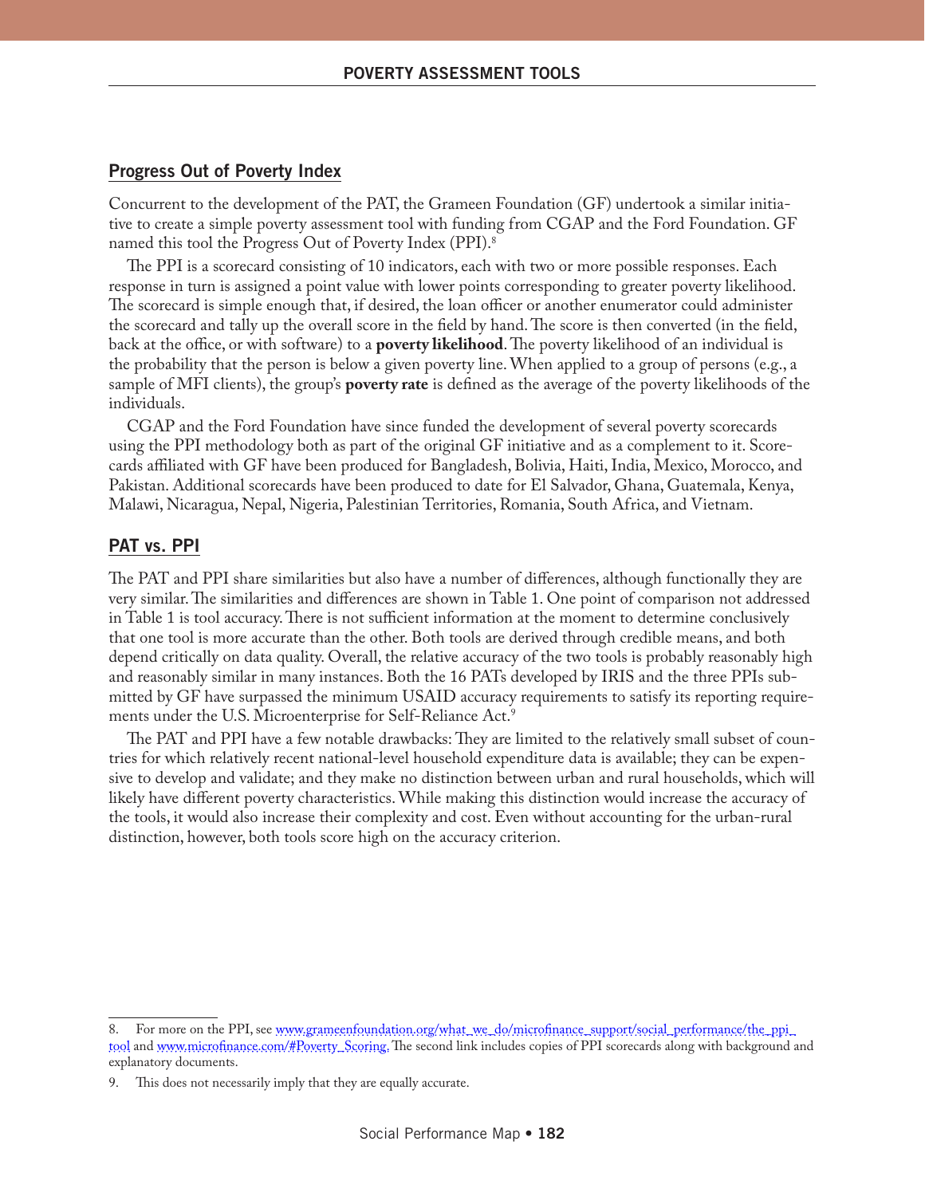## Progress Out of Poverty Index

Concurrent to the development of the PAT, the Grameen Foundation (GF) undertook a similar initiative to create a simple poverty assessment tool with funding from CGAP and the Ford Foundation. GF named this tool the Progress Out of Poverty Index (PPI).[8]

The PPI is a scorecard consisting of 10 indicators, each with two or more possible responses. Each response in turn is assigned a point value with lower points corresponding to greater poverty likelihood. The scorecard is simple enough that, if desired, the loan officer or another enumerator could administer the scorecard and tally up the overall score in the field by hand. The score is then converted (in the field, back at the office, or with software) to a **poverty likelihood**. The poverty likelihood of an individual is the probability that the person is below a given poverty line. When applied to a group of persons (e.g., a sample of MFI clients), the group's **poverty rate** is defined as the average of the poverty likelihoods of the individuals.

CGAP and the Ford Foundation have since funded the development of several poverty scorecards using the PPI methodology both as part of the original GF initiative and as a complement to it. Scorecards affiliated with GF have been produced for Bangladesh, Bolivia, Haiti, India, Mexico, Morocco, and Pakistan. Additional scorecards have been produced to date for El Salvador, Ghana, Guatemala, Kenya, Malawi, Nicaragua, Nepal, Nigeria, Palestinian Territories, Romania, South Africa, and Vietnam.

## PAT vs. PPI

The PAT and PPI share similarities but also have a number of differences, although functionally they are very similar. The similarities and differences are shown in Table 1. One point of comparison not addressed in Table 1 is tool accuracy. There is not sufficient information at the moment to determine conclusively that one tool is more accurate than the other. Both tools are derived through credible means, and both depend critically on data quality. Overall, the relative accuracy of the two tools is probably reasonably high and reasonably similar in many instances. Both the 16 PATs developed by IRIS and the three PPIs submitted by GF have surpassed the minimum USAID accuracy requirements to satisfy its reporting requirements under the U.S. Microenterprise for Self-Reliance Act.[9]

The PAT and PPI have a few notable drawbacks: They are limited to the relatively small subset of countries for which relatively recent national-level household expenditure data is available; they can be expensive to develop and validate; and they make no distinction between urban and rural households, which will likely have different poverty characteristics. While making this distinction would increase the accuracy of the tools, it would also increase their complexity and cost. Even without accounting for the urban-rural distinction, however, both tools score high on the accuracy criterion.

---

8. For more on the PPI, see www.grameenfoundation.org/what_we_do/microfinance_support/social_performance/the_ppi_tool and www.microfinance.com/#Poverty_Scoring. The second link includes copies of PPI scorecards along with background and explanatory documents.

9. This does not necessarily imply that they are equally accurate.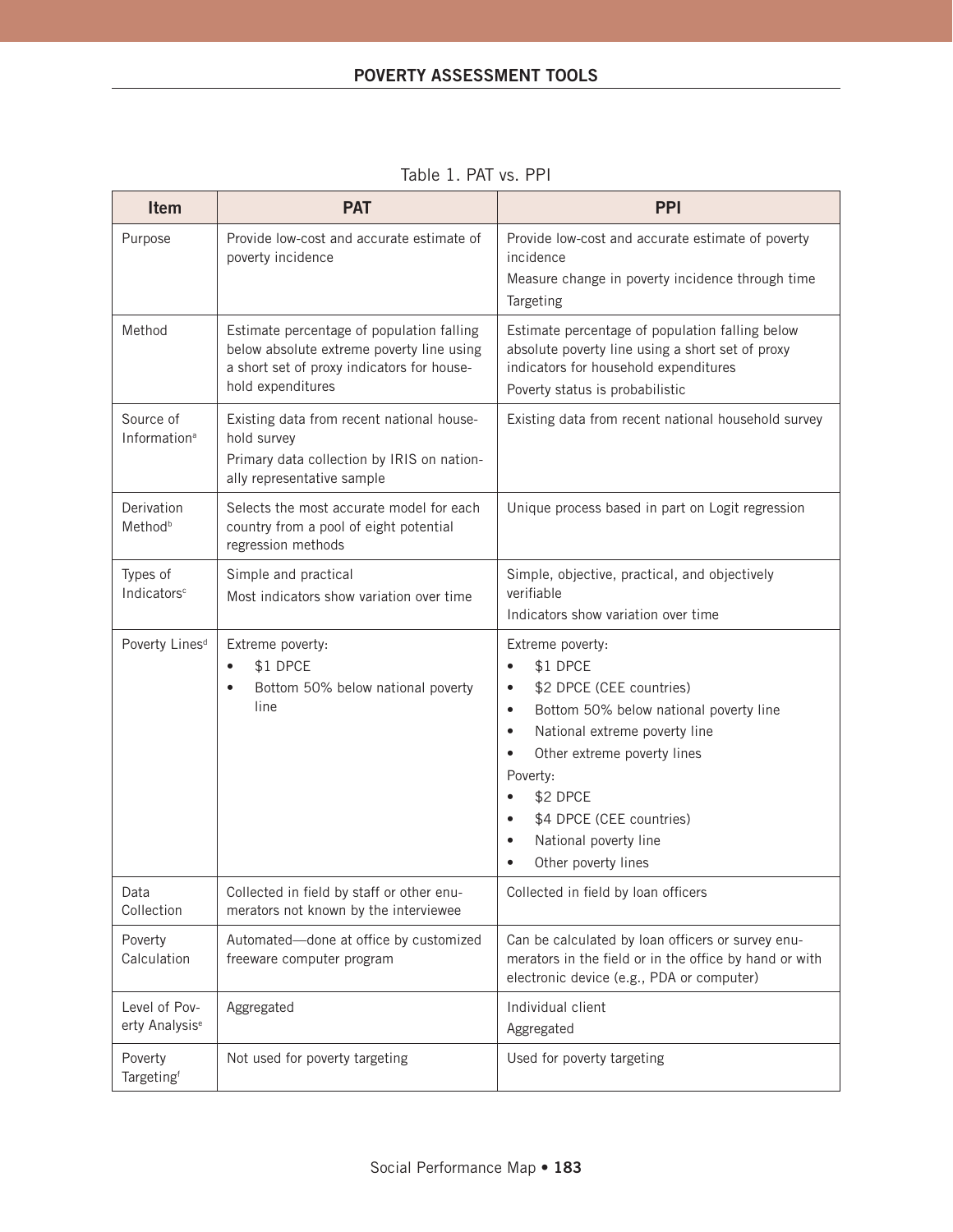Table 1. PAT vs. PPI

| Item | PAT | PPI |
|---|---|---|
| Purpose | Provide low-cost and accurate estimate of poverty incidence | Provide low-cost and accurate estimate of poverty incidence<br>Measure change in poverty incidence through time<br>Targeting |
| Method | Estimate percentage of population falling below absolute extreme poverty line using a short set of proxy indicators for household expenditures | Estimate percentage of population falling below absolute poverty line using a short set of proxy indicators for household expenditures<br>Poverty status is probabilistic |
| Source of Information[a] | Existing data from recent national household survey<br>Primary data collection by IRIS on nationally representative sample | Existing data from recent national household survey |
| Derivation Method[b] | Selects the most accurate model for each country from a pool of eight potential regression methods | Unique process based in part on Logit regression |
| Types of Indicators[c] | Simple and practical<br>Most indicators show variation over time | Simple, objective, practical, and objectively verifiable<br>Indicators show variation over time |
| Poverty Lines[d] | Extreme poverty:<br>• $1 DPCE<br>• Bottom 50% below national poverty line | Extreme poverty:<br>• $1 DPCE<br>• $2 DPCE (CEE countries)<br>• Bottom 50% below national poverty line<br>• National extreme poverty line<br>• Other extreme poverty lines<br>Poverty:<br>• $2 DPCE<br>• $4 DPCE (CEE countries)<br>• National poverty line<br>• Other poverty lines |
| Data Collection | Collected in field by staff or other enumerators not known by the interviewee | Collected in field by loan officers |
| Poverty Calculation | Automated—done at office by customized freeware computer program | Can be calculated by loan officers or survey enumerators in the field or in the office by hand or with electronic device (e.g., PDA or computer) |
| Level of Poverty Analysis[e] | Aggregated | Individual client<br>Aggregated |
| Poverty Targeting[f] | Not used for poverty targeting | Used for poverty targeting |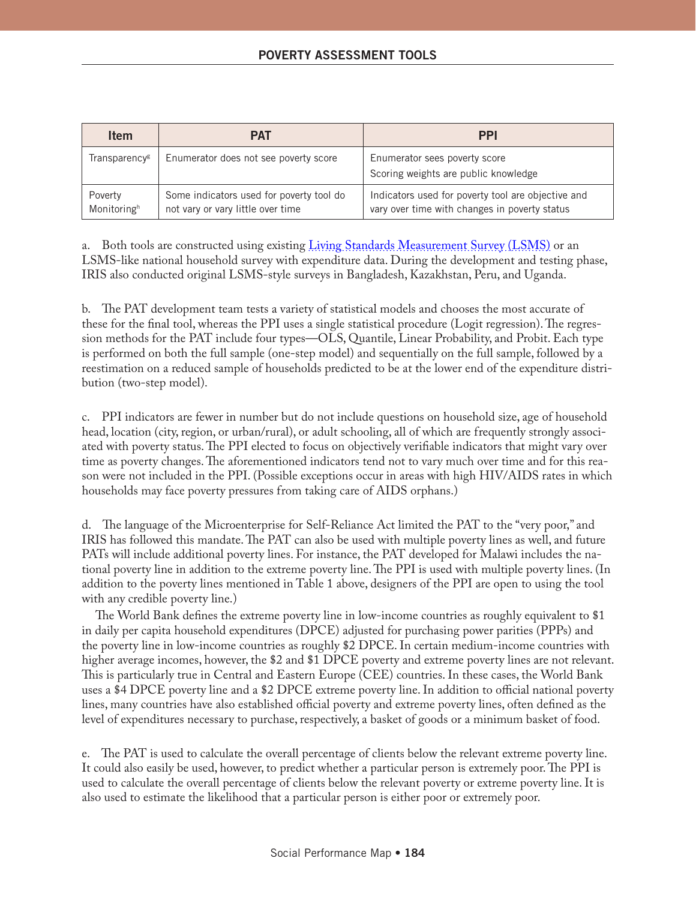| Item | PAT | PPI |
|---|---|---|
| Transparency[g] | Enumerator does not see poverty score | Enumerator sees poverty score<br>Scoring weights are public knowledge |
| Poverty Monitoring[h] | Some indicators used for poverty tool do not vary or vary little over time | Indicators used for poverty tool are objective and vary over time with changes in poverty status |

a. Both tools are constructed using existing Living Standards Measurement Survey (LSMS) or an LSMS-like national household survey with expenditure data. During the development and testing phase, IRIS also conducted original LSMS-style surveys in Bangladesh, Kazakhstan, Peru, and Uganda.

b. The PAT development team tests a variety of statistical models and chooses the most accurate of these for the final tool, whereas the PPI uses a single statistical procedure (Logit regression). The regression methods for the PAT include four types—OLS, Quantile, Linear Probability, and Probit. Each type is performed on both the full sample (one-step model) and sequentially on the full sample, followed by a reestimation on a reduced sample of households predicted to be at the lower end of the expenditure distribution (two-step model).

c. PPI indicators are fewer in number but do not include questions on household size, age of household head, location (city, region, or urban/rural), or adult schooling, all of which are frequently strongly associated with poverty status. The PPI elected to focus on objectively verifiable indicators that might vary over time as poverty changes. The aforementioned indicators tend not to vary much over time and for this reason were not included in the PPI. (Possible exceptions occur in areas with high HIV/AIDS rates in which households may face poverty pressures from taking care of AIDS orphans.)

d. The language of the Microenterprise for Self-Reliance Act limited the PAT to the "very poor," and IRIS has followed this mandate. The PAT can also be used with multiple poverty lines as well, and future PATs will include additional poverty lines. For instance, the PAT developed for Malawi includes the national poverty line in addition to the extreme poverty line. The PPI is used with multiple poverty lines. (In addition to the poverty lines mentioned in Table 1 above, designers of the PPI are open to using the tool with any credible poverty line.)

The World Bank defines the extreme poverty line in low-income countries as roughly equivalent to $1 in daily per capita household expenditures (DPCE) adjusted for purchasing power parities (PPPs) and the poverty line in low-income countries as roughly $2 DPCE. In certain medium-income countries with higher average incomes, however, the $2 and $1 DPCE poverty and extreme poverty lines are not relevant. This is particularly true in Central and Eastern Europe (CEE) countries. In these cases, the World Bank uses a $4 DPCE poverty line and a $2 DPCE extreme poverty line. In addition to official national poverty lines, many countries have also established official poverty and extreme poverty lines, often defined as the level of expenditures necessary to purchase, respectively, a basket of goods or a minimum basket of food.

e. The PAT is used to calculate the overall percentage of clients below the relevant extreme poverty line. It could also easily be used, however, to predict whether a particular person is extremely poor. The PPI is used to calculate the overall percentage of clients below the relevant poverty or extreme poverty line. It is also used to estimate the likelihood that a particular person is either poor or extremely poor.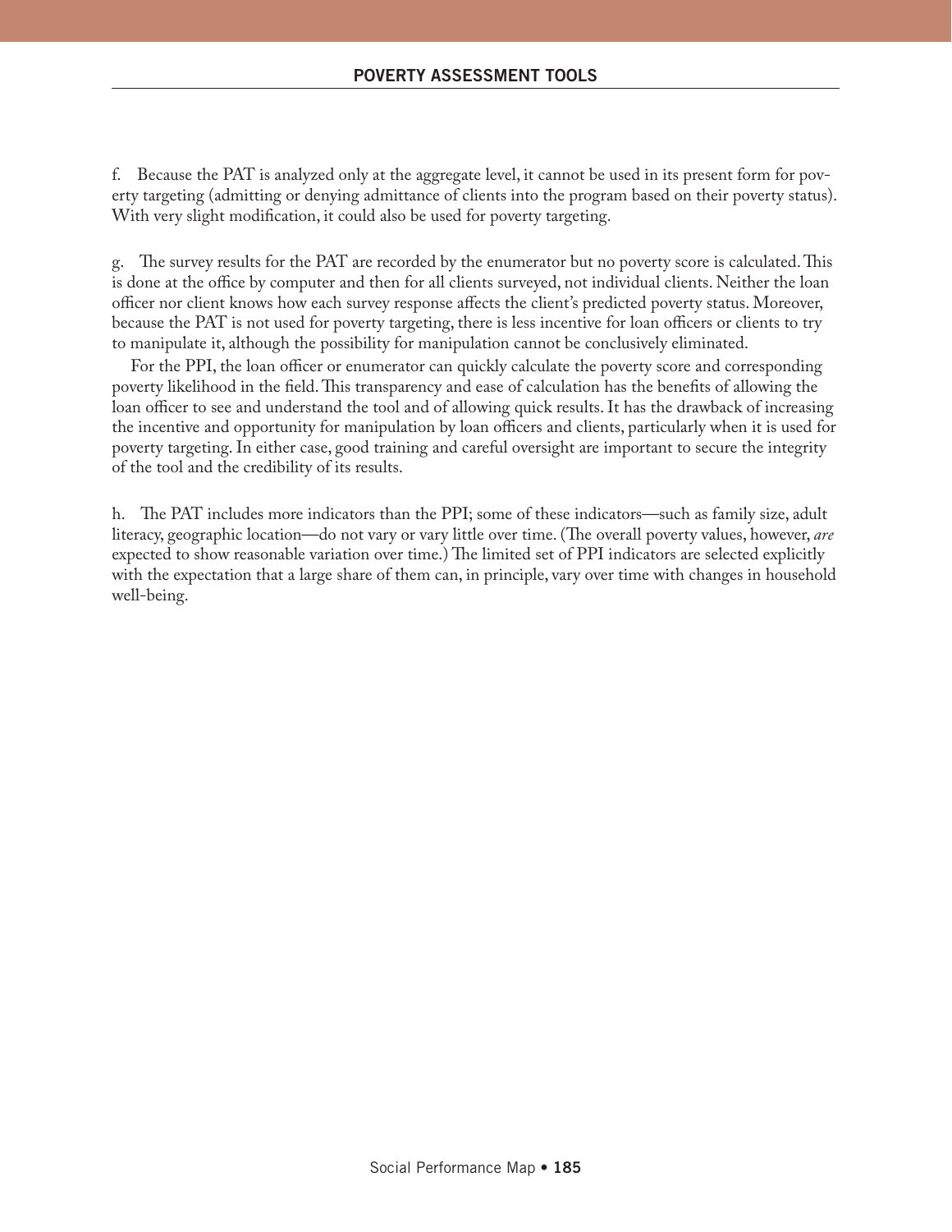f. Because the PAT is analyzed only at the aggregate level, it cannot be used in its present form for poverty targeting (admitting or denying admittance of clients into the program based on their poverty status). With very slight modification, it could also be used for poverty targeting.

g. The survey results for the PAT are recorded by the enumerator but no poverty score is calculated. This is done at the office by computer and then for all clients surveyed, not individual clients. Neither the loan officer nor client knows how each survey response affects the client's predicted poverty status. Moreover, because the PAT is not used for poverty targeting, there is less incentive for loan officers or clients to try to manipulate it, although the possibility for manipulation cannot be conclusively eliminated.

For the PPI, the loan officer or enumerator can quickly calculate the poverty score and corresponding poverty likelihood in the field. This transparency and ease of calculation has the benefits of allowing the loan officer to see and understand the tool and of allowing quick results. It has the drawback of increasing the incentive and opportunity for manipulation by loan officers and clients, particularly when it is used for poverty targeting. In either case, good training and careful oversight are important to secure the integrity of the tool and the credibility of its results.

h. The PAT includes more indicators than the PPI; some of these indicators—such as family size, adult literacy, geographic location—do not vary or vary little over time. (The overall poverty values, however, *are* expected to show reasonable variation over time.) The limited set of PPI indicators are selected explicitly with the expectation that a large share of them can, in principle, vary over time with changes in household well-being.